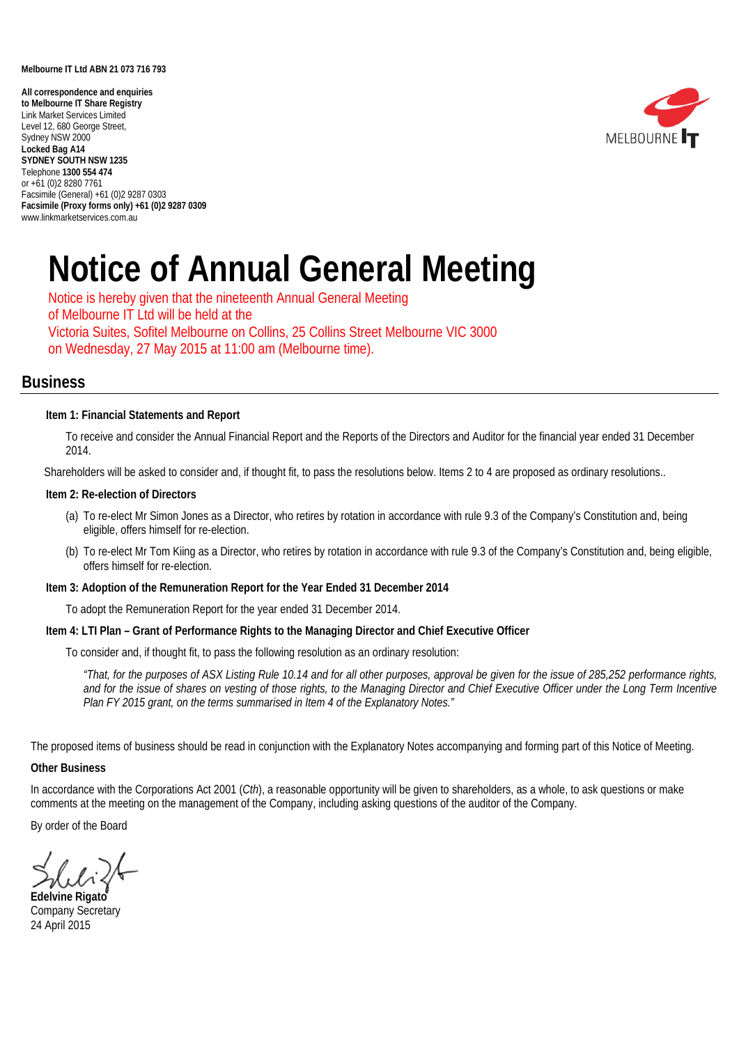**Melbourne IT Ltd ABN 21 073 716 793**

**All correspondence and enquiries to Melbourne IT Share Registry**
Link Market Services Limited
Level 12, 680 George Street,
Sydney NSW 2000
**Locked Bag A14**
**SYDNEY SOUTH NSW 1235**
Telephone **1300 554 474**
or +61 (0)2 8280 7761
Facsimile (General) +61 (0)2 9287 0303
**Facsimile (Proxy forms only) +61 (0)2 9287 0309**
www.linkmarketservices.com.au

# Notice of Annual General Meeting

Notice is hereby given that the nineteenth Annual General Meeting of Melbourne IT Ltd will be held at the Victoria Suites, Sofitel Melbourne on Collins, 25 Collins Street Melbourne VIC 3000 on Wednesday, 27 May 2015 at 11:00 am (Melbourne time).

## Business

**Item 1: Financial Statements and Report**

To receive and consider the Annual Financial Report and the Reports of the Directors and Auditor for the financial year ended 31 December 2014.

Shareholders will be asked to consider and, if thought fit, to pass the resolutions below. Items 2 to 4 are proposed as ordinary resolutions..

**Item 2: Re-election of Directors**

(a) To re-elect Mr Simon Jones as a Director, who retires by rotation in accordance with rule 9.3 of the Company's Constitution and, being eligible, offers himself for re-election.

(b) To re-elect Mr Tom Kiing as a Director, who retires by rotation in accordance with rule 9.3 of the Company's Constitution and, being eligible, offers himself for re-election.

**Item 3: Adoption of the Remuneration Report for the Year Ended 31 December 2014**

To adopt the Remuneration Report for the year ended 31 December 2014.

**Item 4: LTI Plan – Grant of Performance Rights to the Managing Director and Chief Executive Officer**

To consider and, if thought fit, to pass the following resolution as an ordinary resolution:

*"That, for the purposes of ASX Listing Rule 10.14 and for all other purposes, approval be given for the issue of 285,252 performance rights, and for the issue of shares on vesting of those rights, to the Managing Director and Chief Executive Officer under the Long Term Incentive Plan FY 2015 grant, on the terms summarised in Item 4 of the Explanatory Notes."*

The proposed items of business should be read in conjunction with the Explanatory Notes accompanying and forming part of this Notice of Meeting.

**Other Business**

In accordance with the Corporations Act 2001 (*Cth*), a reasonable opportunity will be given to shareholders, as a whole, to ask questions or make comments at the meeting on the management of the Company, including asking questions of the auditor of the Company.

By order of the Board

**Edelvine Rigato**
Company Secretary
24 April 2015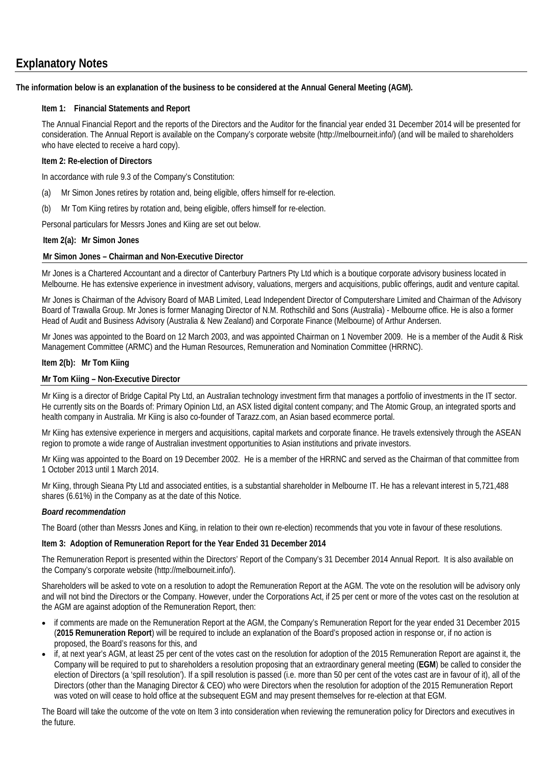# Explanatory Notes

**The information below is an explanation of the business to be considered at the Annual General Meeting (AGM).**

**Item 1: Financial Statements and Report**

The Annual Financial Report and the reports of the Directors and the Auditor for the financial year ended 31 December 2014 will be presented for consideration. The Annual Report is available on the Company's corporate website (http://melbourneit.info/) (and will be mailed to shareholders who have elected to receive a hard copy).

**Item 2: Re-election of Directors**

In accordance with rule 9.3 of the Company's Constitution:

(a) Mr Simon Jones retires by rotation and, being eligible, offers himself for re-election.

(b) Mr Tom Kiing retires by rotation and, being eligible, offers himself for re-election.

Personal particulars for Messrs Jones and Kiing are set out below.

**Item 2(a): Mr Simon Jones**

**Mr Simon Jones – Chairman and Non-Executive Director**

Mr Jones is a Chartered Accountant and a director of Canterbury Partners Pty Ltd which is a boutique corporate advisory business located in Melbourne. He has extensive experience in investment advisory, valuations, mergers and acquisitions, public offerings, audit and venture capital.

Mr Jones is Chairman of the Advisory Board of MAB Limited, Lead Independent Director of Computershare Limited and Chairman of the Advisory Board of Trawalla Group. Mr Jones is former Managing Director of N.M. Rothschild and Sons (Australia) - Melbourne office. He is also a former Head of Audit and Business Advisory (Australia & New Zealand) and Corporate Finance (Melbourne) of Arthur Andersen.

Mr Jones was appointed to the Board on 12 March 2003, and was appointed Chairman on 1 November 2009. He is a member of the Audit & Risk Management Committee (ARMC) and the Human Resources, Remuneration and Nomination Committee (HRRNC).

**Item 2(b): Mr Tom Kiing**

**Mr Tom Kiing – Non-Executive Director**

Mr Kiing is a director of Bridge Capital Pty Ltd, an Australian technology investment firm that manages a portfolio of investments in the IT sector. He currently sits on the Boards of: Primary Opinion Ltd, an ASX listed digital content company; and The Atomic Group, an integrated sports and health company in Australia. Mr Kiing is also co-founder of Tarazz.com, an Asian based ecommerce portal.

Mr Kiing has extensive experience in mergers and acquisitions, capital markets and corporate finance. He travels extensively through the ASEAN region to promote a wide range of Australian investment opportunities to Asian institutions and private investors.

Mr Kiing was appointed to the Board on 19 December 2002. He is a member of the HRRNC and served as the Chairman of that committee from 1 October 2013 until 1 March 2014.

Mr Kiing, through Sieana Pty Ltd and associated entities, is a substantial shareholder in Melbourne IT. He has a relevant interest in 5,721,488 shares (6.61%) in the Company as at the date of this Notice.

***Board recommendation***

The Board (other than Messrs Jones and Kiing, in relation to their own re-election) recommends that you vote in favour of these resolutions.

**Item 3: Adoption of Remuneration Report for the Year Ended 31 December 2014**

The Remuneration Report is presented within the Directors' Report of the Company's 31 December 2014 Annual Report. It is also available on the Company's corporate website (http://melbourneit.info/).

Shareholders will be asked to vote on a resolution to adopt the Remuneration Report at the AGM. The vote on the resolution will be advisory only and will not bind the Directors or the Company. However, under the Corporations Act, if 25 per cent or more of the votes cast on the resolution at the AGM are against adoption of the Remuneration Report, then:

- if comments are made on the Remuneration Report at the AGM, the Company's Remuneration Report for the year ended 31 December 2015 (**2015 Remuneration Report**) will be required to include an explanation of the Board's proposed action in response or, if no action is proposed, the Board's reasons for this, and
- if, at next year's AGM, at least 25 per cent of the votes cast on the resolution for adoption of the 2015 Remuneration Report are against it, the Company will be required to put to shareholders a resolution proposing that an extraordinary general meeting (**EGM**) be called to consider the election of Directors (a 'spill resolution'). If a spill resolution is passed (i.e. more than 50 per cent of the votes cast are in favour of it), all of the Directors (other than the Managing Director & CEO) who were Directors when the resolution for adoption of the 2015 Remuneration Report was voted on will cease to hold office at the subsequent EGM and may present themselves for re-election at that EGM.

The Board will take the outcome of the vote on Item 3 into consideration when reviewing the remuneration policy for Directors and executives in the future.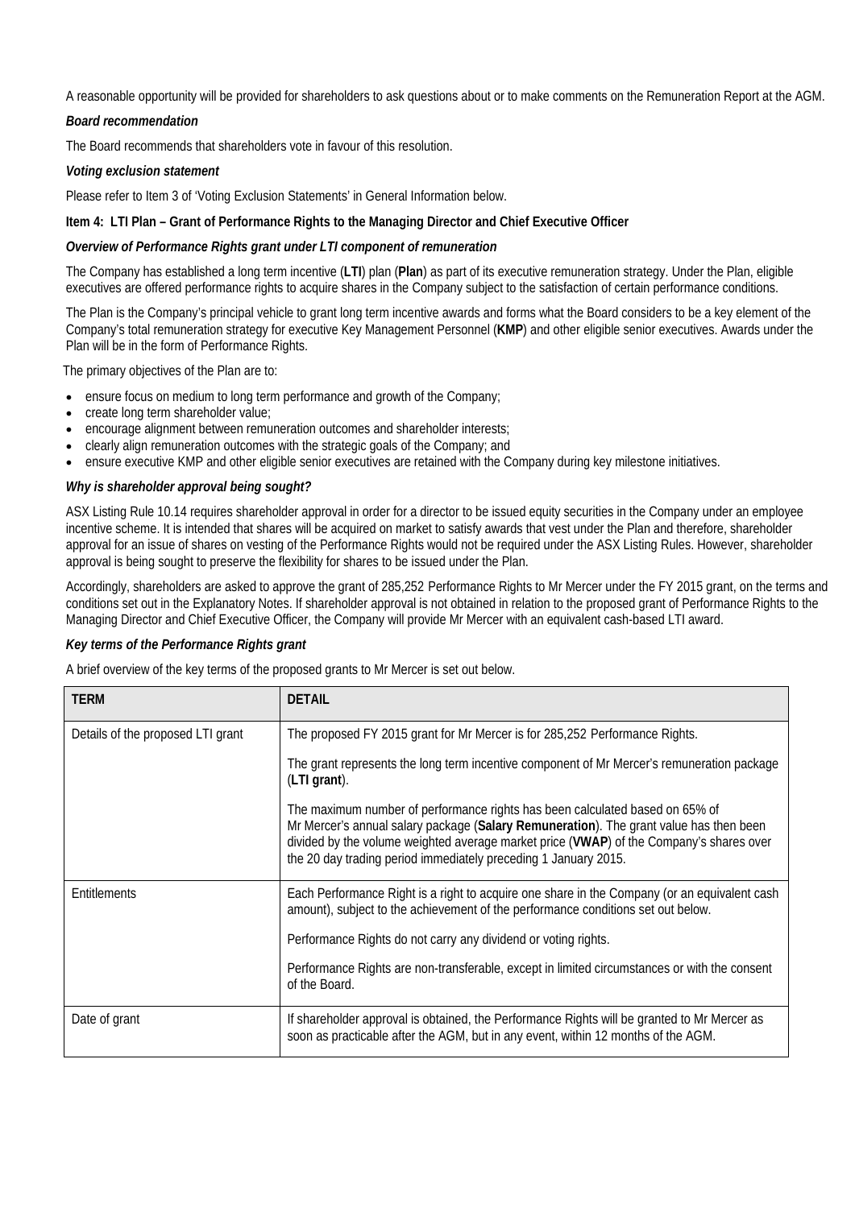A reasonable opportunity will be provided for shareholders to ask questions about or to make comments on the Remuneration Report at the AGM.

***Board recommendation***

The Board recommends that shareholders vote in favour of this resolution.

***Voting exclusion statement***

Please refer to Item 3 of 'Voting Exclusion Statements' in General Information below.

**Item 4: LTI Plan – Grant of Performance Rights to the Managing Director and Chief Executive Officer**

***Overview of Performance Rights grant under LTI component of remuneration***

The Company has established a long term incentive (**LTI**) plan (**Plan**) as part of its executive remuneration strategy. Under the Plan, eligible executives are offered performance rights to acquire shares in the Company subject to the satisfaction of certain performance conditions.

The Plan is the Company's principal vehicle to grant long term incentive awards and forms what the Board considers to be a key element of the Company's total remuneration strategy for executive Key Management Personnel (**KMP**) and other eligible senior executives. Awards under the Plan will be in the form of Performance Rights.

The primary objectives of the Plan are to:

- ensure focus on medium to long term performance and growth of the Company;
- create long term shareholder value;
- encourage alignment between remuneration outcomes and shareholder interests;
- clearly align remuneration outcomes with the strategic goals of the Company; and
- ensure executive KMP and other eligible senior executives are retained with the Company during key milestone initiatives.

***Why is shareholder approval being sought?***

ASX Listing Rule 10.14 requires shareholder approval in order for a director to be issued equity securities in the Company under an employee incentive scheme. It is intended that shares will be acquired on market to satisfy awards that vest under the Plan and therefore, shareholder approval for an issue of shares on vesting of the Performance Rights would not be required under the ASX Listing Rules. However, shareholder approval is being sought to preserve the flexibility for shares to be issued under the Plan.

Accordingly, shareholders are asked to approve the grant of 285,252 Performance Rights to Mr Mercer under the FY 2015 grant, on the terms and conditions set out in the Explanatory Notes. If shareholder approval is not obtained in relation to the proposed grant of Performance Rights to the Managing Director and Chief Executive Officer, the Company will provide Mr Mercer with an equivalent cash-based LTI award.

***Key terms of the Performance Rights grant***

A brief overview of the key terms of the proposed grants to Mr Mercer is set out below.

| TERM | DETAIL |
|---|---|
| Details of the proposed LTI grant | The proposed FY 2015 grant for Mr Mercer is for 285,252 Performance Rights.<br><br>The grant represents the long term incentive component of Mr Mercer's remuneration package (**LTI grant**).<br><br>The maximum number of performance rights has been calculated based on 65% of Mr Mercer's annual salary package (**Salary Remuneration**). The grant value has then been divided by the volume weighted average market price (**VWAP**) of the Company's shares over the 20 day trading period immediately preceding 1 January 2015. |
| Entitlements | Each Performance Right is a right to acquire one share in the Company (or an equivalent cash amount), subject to the achievement of the performance conditions set out below.<br><br>Performance Rights do not carry any dividend or voting rights.<br><br>Performance Rights are non-transferable, except in limited circumstances or with the consent of the Board. |
| Date of grant | If shareholder approval is obtained, the Performance Rights will be granted to Mr Mercer as soon as practicable after the AGM, but in any event, within 12 months of the AGM. |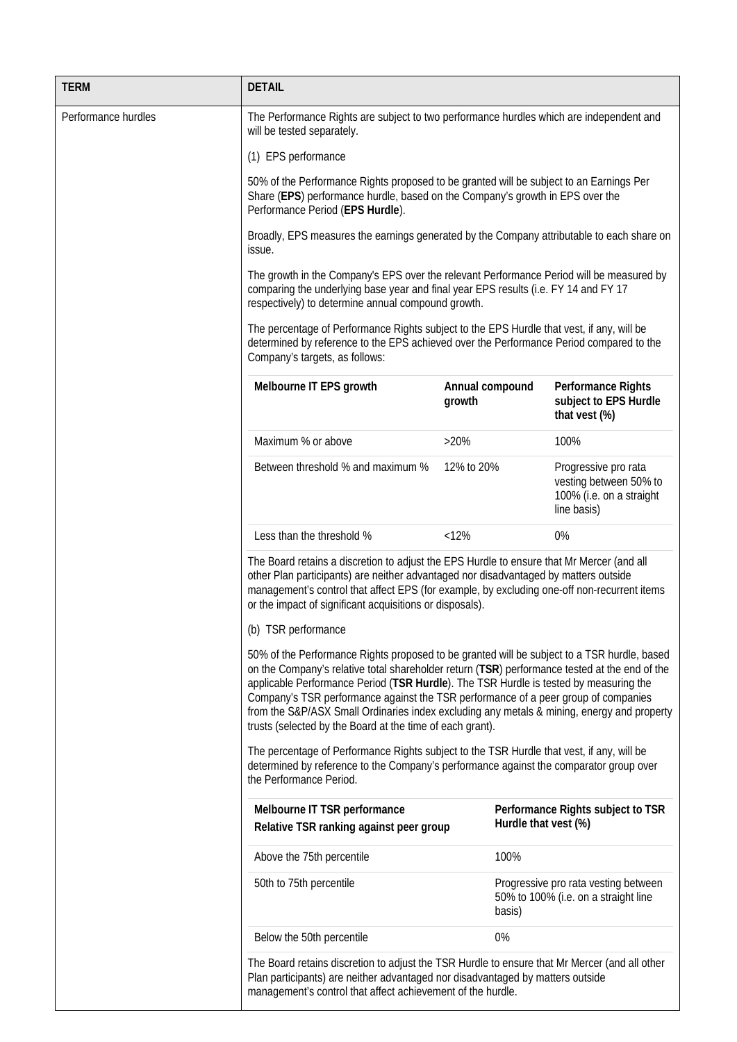| TERM | DETAIL |
| --- | --- |
| Performance hurdles | The Performance Rights are subject to two performance hurdles which are independent and will be tested separately. |

(1) EPS performance

50% of the Performance Rights proposed to be granted will be subject to an Earnings Per Share (**EPS**) performance hurdle, based on the Company's growth in EPS over the Performance Period (**EPS Hurdle**).

Broadly, EPS measures the earnings generated by the Company attributable to each share on issue.

The growth in the Company's EPS over the relevant Performance Period will be measured by comparing the underlying base year and final year EPS results (i.e. FY 14 and FY 17 respectively) to determine annual compound growth.

The percentage of Performance Rights subject to the EPS Hurdle that vest, if any, will be determined by reference to the EPS achieved over the Performance Period compared to the Company's targets, as follows:

| Melbourne IT EPS growth | Annual compound growth | Performance Rights subject to EPS Hurdle that vest (%) |
| --- | --- | --- |
| Maximum % or above | >20% | 100% |
| Between threshold % and maximum % | 12% to 20% | Progressive pro rata vesting between 50% to 100% (i.e. on a straight line basis) |
| Less than the threshold % | <12% | 0% |

The Board retains a discretion to adjust the EPS Hurdle to ensure that Mr Mercer (and all other Plan participants) are neither advantaged nor disadvantaged by matters outside management's control that affect EPS (for example, by excluding one-off non-recurrent items or the impact of significant acquisitions or disposals).

(b) TSR performance

50% of the Performance Rights proposed to be granted will be subject to a TSR hurdle, based on the Company's relative total shareholder return (**TSR**) performance tested at the end of the applicable Performance Period (**TSR Hurdle**). The TSR Hurdle is tested by measuring the Company's TSR performance against the TSR performance of a peer group of companies from the S&P/ASX Small Ordinaries index excluding any metals & mining, energy and property trusts (selected by the Board at the time of each grant).

The percentage of Performance Rights subject to the TSR Hurdle that vest, if any, will be determined by reference to the Company's performance against the comparator group over the Performance Period.

| Melbourne IT TSR performance Relative TSR ranking against peer group | Performance Rights subject to TSR Hurdle that vest (%) |
| --- | --- |
| Above the 75th percentile | 100% |
| 50th to 75th percentile | Progressive pro rata vesting between 50% to 100% (i.e. on a straight line basis) |
| Below the 50th percentile | 0% |

The Board retains discretion to adjust the TSR Hurdle to ensure that Mr Mercer (and all other Plan participants) are neither advantaged nor disadvantaged by matters outside management's control that affect achievement of the hurdle.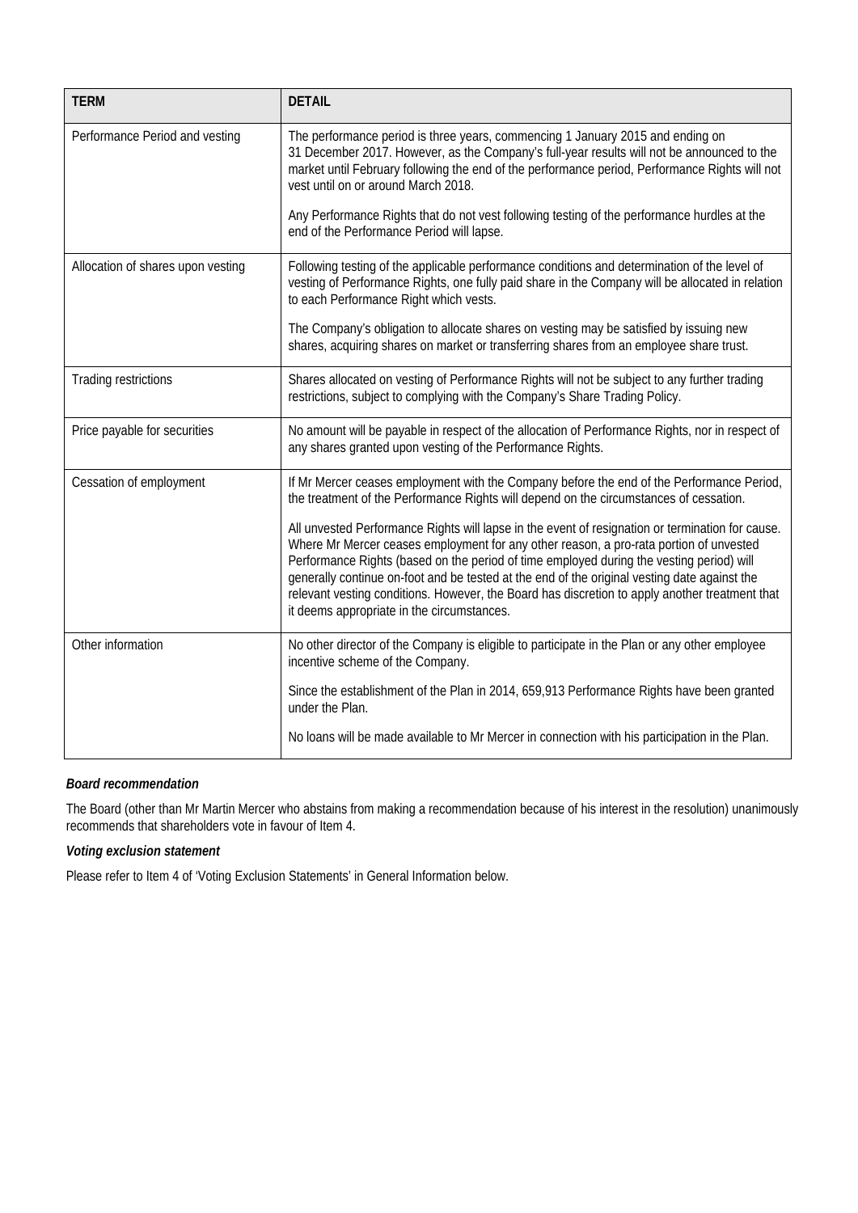| TERM | DETAIL |
| --- | --- |
| Performance Period and vesting | The performance period is three years, commencing 1 January 2015 and ending on 31 December 2017. However, as the Company's full-year results will not be announced to the market until February following the end of the performance period, Performance Rights will not vest until on or around March 2018.<br><br>Any Performance Rights that do not vest following testing of the performance hurdles at the end of the Performance Period will lapse. |
| Allocation of shares upon vesting | Following testing of the applicable performance conditions and determination of the level of vesting of Performance Rights, one fully paid share in the Company will be allocated in relation to each Performance Right which vests.<br><br>The Company's obligation to allocate shares on vesting may be satisfied by issuing new shares, acquiring shares on market or transferring shares from an employee share trust. |
| Trading restrictions | Shares allocated on vesting of Performance Rights will not be subject to any further trading restrictions, subject to complying with the Company's Share Trading Policy. |
| Price payable for securities | No amount will be payable in respect of the allocation of Performance Rights, nor in respect of any shares granted upon vesting of the Performance Rights. |
| Cessation of employment | If Mr Mercer ceases employment with the Company before the end of the Performance Period, the treatment of the Performance Rights will depend on the circumstances of cessation.<br><br>All unvested Performance Rights will lapse in the event of resignation or termination for cause. Where Mr Mercer ceases employment for any other reason, a pro-rata portion of unvested Performance Rights (based on the period of time employed during the vesting period) will generally continue on-foot and be tested at the end of the original vesting date against the relevant vesting conditions. However, the Board has discretion to apply another treatment that it deems appropriate in the circumstances. |
| Other information | No other director of the Company is eligible to participate in the Plan or any other employee incentive scheme of the Company.<br><br>Since the establishment of the Plan in 2014, 659,913 Performance Rights have been granted under the Plan.<br><br>No loans will be made available to Mr Mercer in connection with his participation in the Plan. |

***Board recommendation***

The Board (other than Mr Martin Mercer who abstains from making a recommendation because of his interest in the resolution) unanimously recommends that shareholders vote in favour of Item 4.

***Voting exclusion statement***

Please refer to Item 4 of 'Voting Exclusion Statements' in General Information below.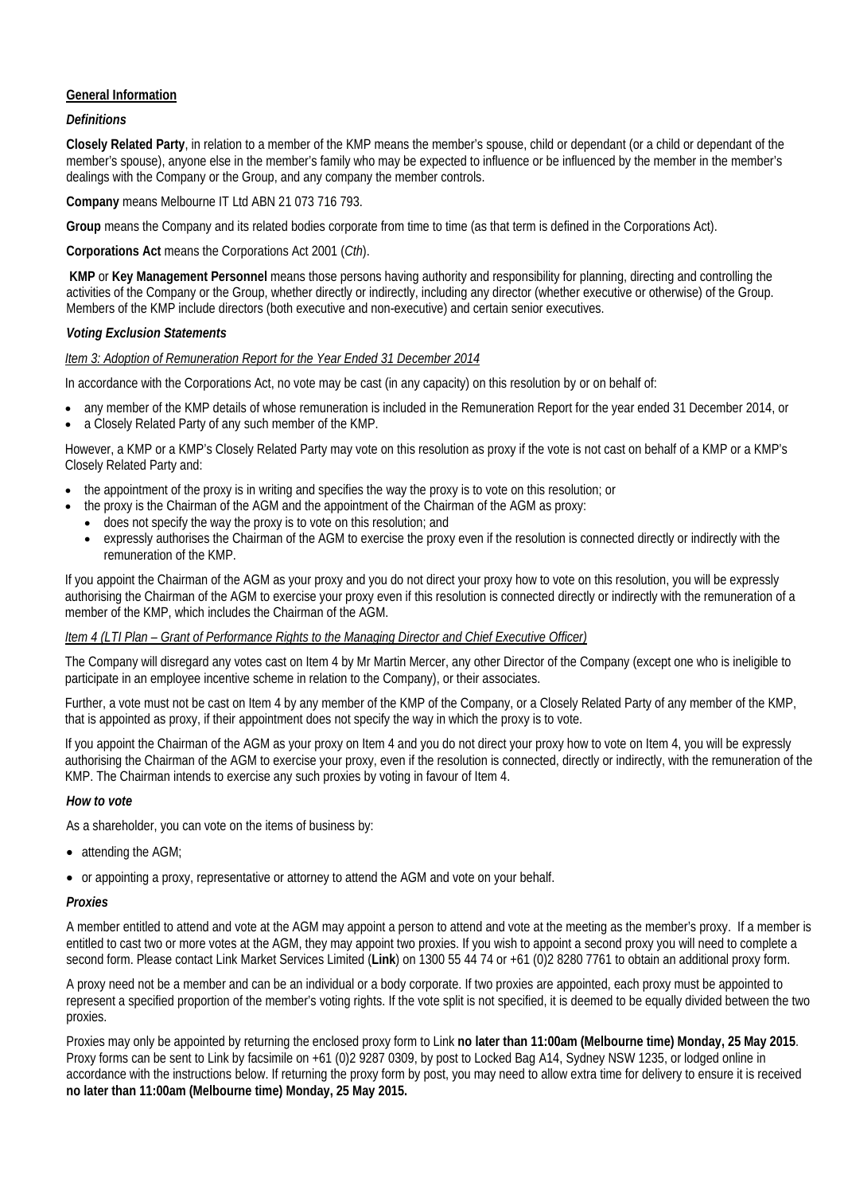**General Information**

***Definitions***

**Closely Related Party**, in relation to a member of the KMP means the member's spouse, child or dependant (or a child or dependant of the member's spouse), anyone else in the member's family who may be expected to influence or be influenced by the member in the member's dealings with the Company or the Group, and any company the member controls.

**Company** means Melbourne IT Ltd ABN 21 073 716 793.

**Group** means the Company and its related bodies corporate from time to time (as that term is defined in the Corporations Act).

**Corporations Act** means the Corporations Act 2001 (*Cth*).

**KMP** or **Key Management Personnel** means those persons having authority and responsibility for planning, directing and controlling the activities of the Company or the Group, whether directly or indirectly, including any director (whether executive or otherwise) of the Group. Members of the KMP include directors (both executive and non-executive) and certain senior executives.

***Voting Exclusion Statements***

*Item 3: Adoption of Remuneration Report for the Year Ended 31 December 2014*

In accordance with the Corporations Act, no vote may be cast (in any capacity) on this resolution by or on behalf of:

- any member of the KMP details of whose remuneration is included in the Remuneration Report for the year ended 31 December 2014, or
- a Closely Related Party of any such member of the KMP.

However, a KMP or a KMP's Closely Related Party may vote on this resolution as proxy if the vote is not cast on behalf of a KMP or a KMP's Closely Related Party and:

- the appointment of the proxy is in writing and specifies the way the proxy is to vote on this resolution; or
- the proxy is the Chairman of the AGM and the appointment of the Chairman of the AGM as proxy:
  - does not specify the way the proxy is to vote on this resolution; and
  - expressly authorises the Chairman of the AGM to exercise the proxy even if the resolution is connected directly or indirectly with the remuneration of the KMP.

If you appoint the Chairman of the AGM as your proxy and you do not direct your proxy how to vote on this resolution, you will be expressly authorising the Chairman of the AGM to exercise your proxy even if this resolution is connected directly or indirectly with the remuneration of a member of the KMP, which includes the Chairman of the AGM.

*Item 4 (LTI Plan – Grant of Performance Rights to the Managing Director and Chief Executive Officer)*

The Company will disregard any votes cast on Item 4 by Mr Martin Mercer, any other Director of the Company (except one who is ineligible to participate in an employee incentive scheme in relation to the Company), or their associates.

Further, a vote must not be cast on Item 4 by any member of the KMP of the Company, or a Closely Related Party of any member of the KMP, that is appointed as proxy, if their appointment does not specify the way in which the proxy is to vote.

If you appoint the Chairman of the AGM as your proxy on Item 4 and you do not direct your proxy how to vote on Item 4, you will be expressly authorising the Chairman of the AGM to exercise your proxy, even if the resolution is connected, directly or indirectly, with the remuneration of the KMP. The Chairman intends to exercise any such proxies by voting in favour of Item 4.

***How to vote***

As a shareholder, you can vote on the items of business by:

- attending the AGM;
- or appointing a proxy, representative or attorney to attend the AGM and vote on your behalf.

***Proxies***

A member entitled to attend and vote at the AGM may appoint a person to attend and vote at the meeting as the member's proxy. If a member is entitled to cast two or more votes at the AGM, they may appoint two proxies. If you wish to appoint a second proxy you will need to complete a second form. Please contact Link Market Services Limited (**Link**) on 1300 55 44 74 or +61 (0)2 8280 7761 to obtain an additional proxy form.

A proxy need not be a member and can be an individual or a body corporate. If two proxies are appointed, each proxy must be appointed to represent a specified proportion of the member's voting rights. If the vote split is not specified, it is deemed to be equally divided between the two proxies.

Proxies may only be appointed by returning the enclosed proxy form to Link **no later than 11:00am (Melbourne time) Monday, 25 May 2015**. Proxy forms can be sent to Link by facsimile on +61 (0)2 9287 0309, by post to Locked Bag A14, Sydney NSW 1235, or lodged online in accordance with the instructions below. If returning the proxy form by post, you may need to allow extra time for delivery to ensure it is received **no later than 11:00am (Melbourne time) Monday, 25 May 2015.**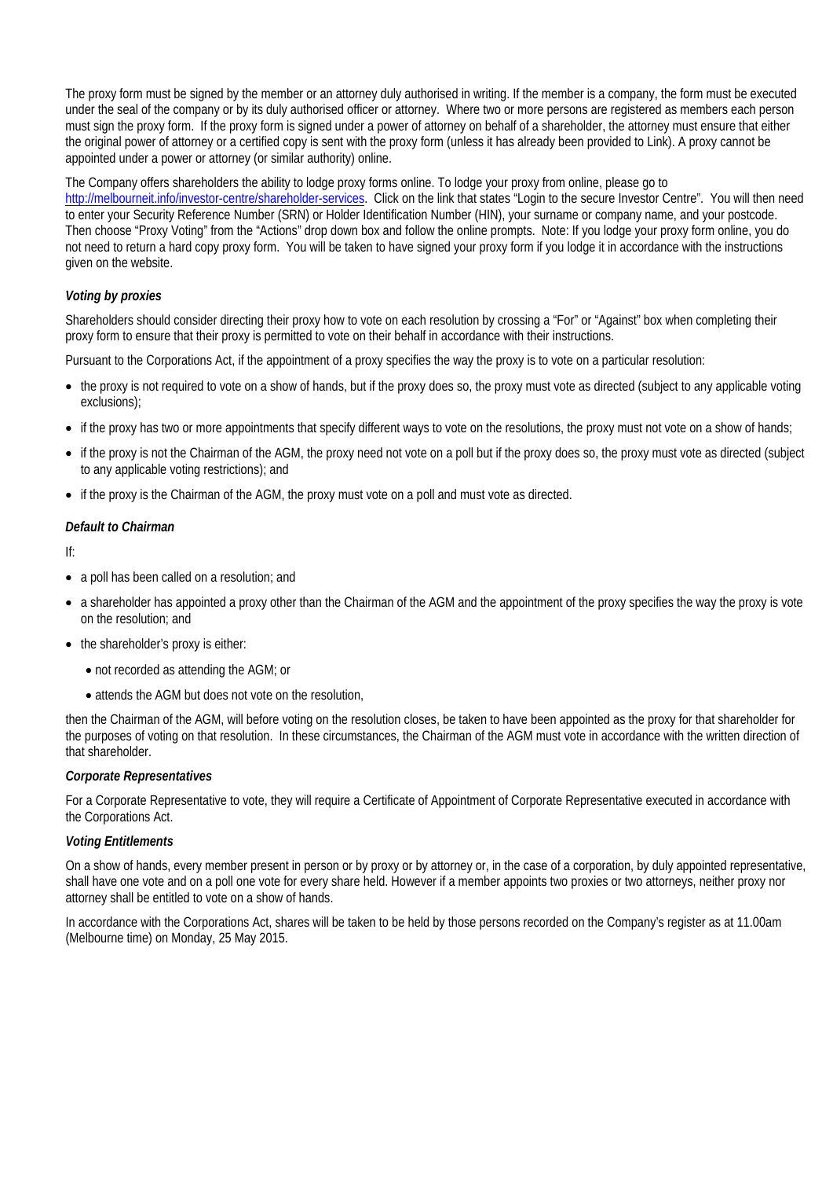The proxy form must be signed by the member or an attorney duly authorised in writing. If the member is a company, the form must be executed under the seal of the company or by its duly authorised officer or attorney. Where two or more persons are registered as members each person must sign the proxy form. If the proxy form is signed under a power of attorney on behalf of a shareholder, the attorney must ensure that either the original power of attorney or a certified copy is sent with the proxy form (unless it has already been provided to Link). A proxy cannot be appointed under a power or attorney (or similar authority) online.

The Company offers shareholders the ability to lodge proxy forms online. To lodge your proxy from online, please go to http://melbourneit.info/investor-centre/shareholder-services. Click on the link that states "Login to the secure Investor Centre". You will then need to enter your Security Reference Number (SRN) or Holder Identification Number (HIN), your surname or company name, and your postcode. Then choose "Proxy Voting" from the "Actions" drop down box and follow the online prompts. Note: If you lodge your proxy form online, you do not need to return a hard copy proxy form. You will be taken to have signed your proxy form if you lodge it in accordance with the instructions given on the website.

***Voting by proxies***

Shareholders should consider directing their proxy how to vote on each resolution by crossing a "For" or "Against" box when completing their proxy form to ensure that their proxy is permitted to vote on their behalf in accordance with their instructions.

Pursuant to the Corporations Act, if the appointment of a proxy specifies the way the proxy is to vote on a particular resolution:

- the proxy is not required to vote on a show of hands, but if the proxy does so, the proxy must vote as directed (subject to any applicable voting exclusions);
- if the proxy has two or more appointments that specify different ways to vote on the resolutions, the proxy must not vote on a show of hands;
- if the proxy is not the Chairman of the AGM, the proxy need not vote on a poll but if the proxy does so, the proxy must vote as directed (subject to any applicable voting restrictions); and
- if the proxy is the Chairman of the AGM, the proxy must vote on a poll and must vote as directed.

***Default to Chairman***

If:

- a poll has been called on a resolution; and
- a shareholder has appointed a proxy other than the Chairman of the AGM and the appointment of the proxy specifies the way the proxy is vote on the resolution; and
- the shareholder's proxy is either:
  - not recorded as attending the AGM; or
  - attends the AGM but does not vote on the resolution,

then the Chairman of the AGM, will before voting on the resolution closes, be taken to have been appointed as the proxy for that shareholder for the purposes of voting on that resolution. In these circumstances, the Chairman of the AGM must vote in accordance with the written direction of that shareholder.

***Corporate Representatives***

For a Corporate Representative to vote, they will require a Certificate of Appointment of Corporate Representative executed in accordance with the Corporations Act.

***Voting Entitlements***

On a show of hands, every member present in person or by proxy or by attorney or, in the case of a corporation, by duly appointed representative, shall have one vote and on a poll one vote for every share held. However if a member appoints two proxies or two attorneys, neither proxy nor attorney shall be entitled to vote on a show of hands.

In accordance with the Corporations Act, shares will be taken to be held by those persons recorded on the Company's register as at 11.00am (Melbourne time) on Monday, 25 May 2015.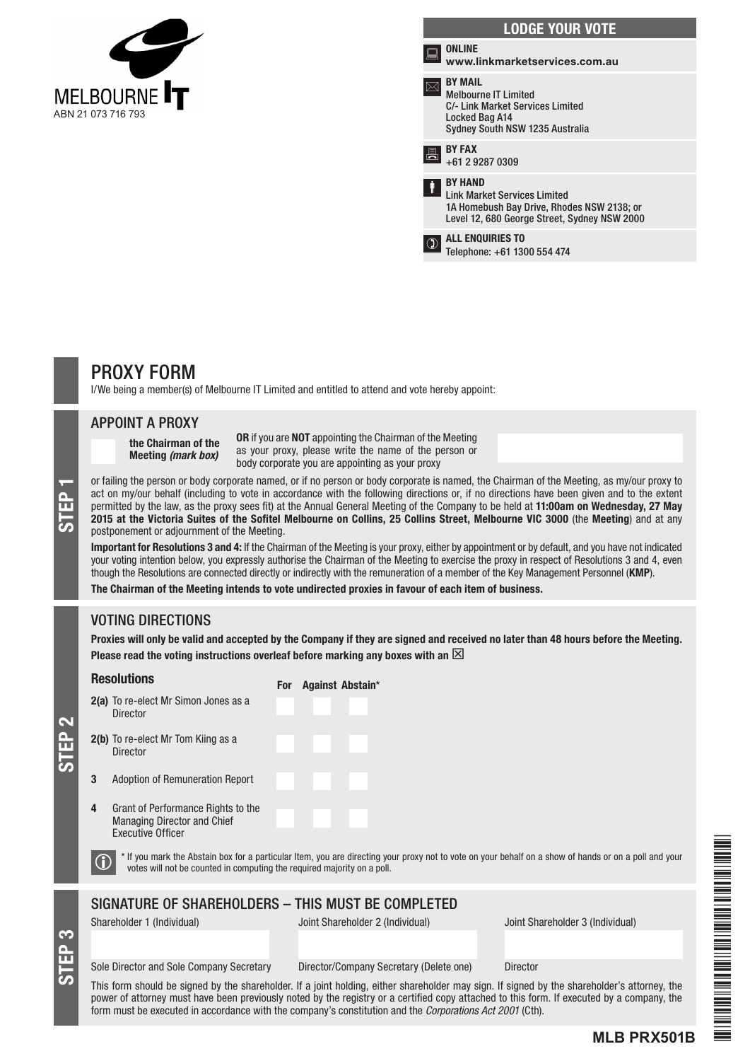MELBOURNE IT

ABN 21 073 716 793

## LODGE YOUR VOTE

**ONLINE**
www.linkmarketservices.com.au

**BY MAIL**
Melbourne IT Limited
C/- Link Market Services Limited
Locked Bag A14
Sydney South NSW 1235 Australia

**BY FAX**
+61 2 9287 0309

**BY HAND**
Link Market Services Limited
1A Homebush Bay Drive, Rhodes NSW 2138; or
Level 12, 680 George Street, Sydney NSW 2000

**ALL ENQUIRIES TO**
Telephone: +61 1300 554 474

# PROXY FORM

I/We being a member(s) of Melbourne IT Limited and entitled to attend and vote hereby appoint:

## STEP 1

### APPOINT A PROXY

☐ **the Chairman of the Meeting** ***(mark box)***

**OR** if you are **NOT** appointing the Chairman of the Meeting as your proxy, please write the name of the person or body corporate you are appointing as your proxy

or failing the person or body corporate named, or if no person or body corporate is named, the Chairman of the Meeting, as my/our proxy to act on my/our behalf (including to vote in accordance with the following directions or, if no directions have been given and to the extent permitted by the law, as the proxy sees fit) at the Annual General Meeting of the Company to be held at **11:00am on Wednesday, 27 May 2015 at the Victoria Suites of the Sofitel Melbourne on Collins, 25 Collins Street, Melbourne VIC 3000** (the **Meeting**) and at any postponement or adjournment of the Meeting.

**Important for Resolutions 3 and 4:** If the Chairman of the Meeting is your proxy, either by appointment or by default, and you have not indicated your voting intention below, you expressly authorise the Chairman of the Meeting to exercise the proxy in respect of Resolutions 3 and 4, even though the Resolutions are connected directly or indirectly with the remuneration of a member of the Key Management Personnel (**KMP**).

**The Chairman of the Meeting intends to vote undirected proxies in favour of each item of business.**

## STEP 2

### VOTING DIRECTIONS

**Proxies will only be valid and accepted by the Company if they are signed and received no later than 48 hours before the Meeting.**
**Please read the voting instructions overleaf before marking any boxes with an ☒**

| Resolutions | | For | Against | Abstain* |
|---|---|---|---|---|
| 2(a) | To re-elect Mr Simon Jones as a Director | ☐ | ☐ | ☐ |
| 2(b) | To re-elect Mr Tom Kiing as a Director | ☐ | ☐ | ☐ |
| 3 | Adoption of Remuneration Report | ☐ | ☐ | ☐ |
| 4 | Grant of Performance Rights to the Managing Director and Chief Executive Officer | ☐ | ☐ | ☐ |

\* If you mark the Abstain box for a particular Item, you are directing your proxy not to vote on your behalf on a show of hands or on a poll and your votes will not be counted in computing the required majority on a poll.

## STEP 3

### SIGNATURE OF SHAREHOLDERS – THIS MUST BE COMPLETED

| Shareholder 1 (Individual) | Joint Shareholder 2 (Individual) | Joint Shareholder 3 (Individual) |
|---|---|---|
| | | |
| Sole Director and Sole Company Secretary | Director/Company Secretary (Delete one) | Director |

This form should be signed by the shareholder. If a joint holding, either shareholder may sign. If signed by the shareholder's attorney, the power of attorney must have been previously noted by the registry or a certified copy attached to this form. If executed by a company, the form must be executed in accordance with the company's constitution and the *Corporations Act 2001* (Cth).

**MLB PRX501B**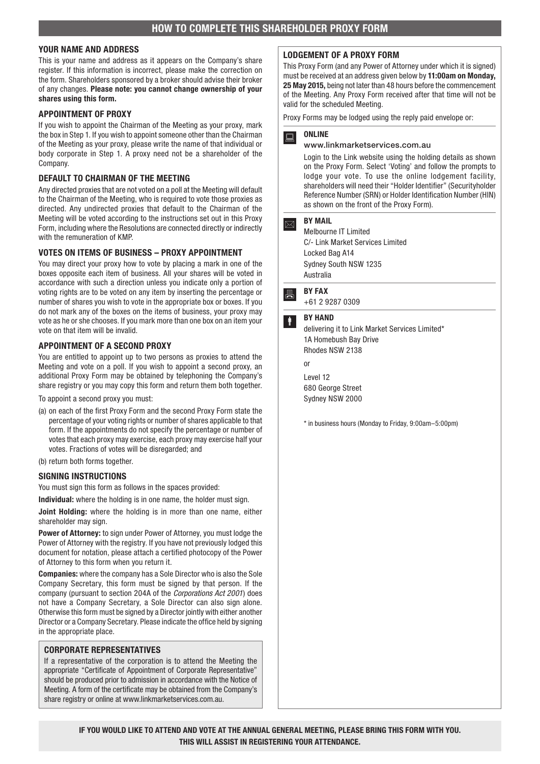# HOW TO COMPLETE THIS SHAREHOLDER PROXY FORM

## YOUR NAME AND ADDRESS

This is your name and address as it appears on the Company's share register. If this information is incorrect, please make the correction on the form. Shareholders sponsored by a broker should advise their broker of any changes. **Please note: you cannot change ownership of your shares using this form.**

## APPOINTMENT OF PROXY

If you wish to appoint the Chairman of the Meeting as your proxy, mark the box in Step 1. If you wish to appoint someone other than the Chairman of the Meeting as your proxy, please write the name of that individual or body corporate in Step 1. A proxy need not be a shareholder of the Company.

## DEFAULT TO CHAIRMAN OF THE MEETING

Any directed proxies that are not voted on a poll at the Meeting will default to the Chairman of the Meeting, who is required to vote those proxies as directed. Any undirected proxies that default to the Chairman of the Meeting will be voted according to the instructions set out in this Proxy Form, including where the Resolutions are connected directly or indirectly with the remuneration of KMP.

## VOTES ON ITEMS OF BUSINESS – PROXY APPOINTMENT

You may direct your proxy how to vote by placing a mark in one of the boxes opposite each item of business. All your shares will be voted in accordance with such a direction unless you indicate only a portion of voting rights are to be voted on any item by inserting the percentage or number of shares you wish to vote in the appropriate box or boxes. If you do not mark any of the boxes on the items of business, your proxy may vote as he or she chooses. If you mark more than one box on an item your vote on that item will be invalid.

## APPOINTMENT OF A SECOND PROXY

You are entitled to appoint up to two persons as proxies to attend the Meeting and vote on a poll. If you wish to appoint a second proxy, an additional Proxy Form may be obtained by telephoning the Company's share registry or you may copy this form and return them both together.

To appoint a second proxy you must:

(a) on each of the first Proxy Form and the second Proxy Form state the percentage of your voting rights or number of shares applicable to that form. If the appointments do not specify the percentage or number of votes that each proxy may exercise, each proxy may exercise half your votes. Fractions of votes will be disregarded; and

(b) return both forms together.

## SIGNING INSTRUCTIONS

You must sign this form as follows in the spaces provided:

**Individual:** where the holding is in one name, the holder must sign.

**Joint Holding:** where the holding is in more than one name, either shareholder may sign.

**Power of Attorney:** to sign under Power of Attorney, you must lodge the Power of Attorney with the registry. If you have not previously lodged this document for notation, please attach a certified photocopy of the Power of Attorney to this form when you return it.

**Companies:** where the company has a Sole Director who is also the Sole Company Secretary, this form must be signed by that person. If the company (pursuant to section 204A of the *Corporations Act 2001*) does not have a Company Secretary, a Sole Director can also sign alone. Otherwise this form must be signed by a Director jointly with either another Director or a Company Secretary. Please indicate the office held by signing in the appropriate place.

## CORPORATE REPRESENTATIVES

If a representative of the corporation is to attend the Meeting the appropriate "Certificate of Appointment of Corporate Representative" should be produced prior to admission in accordance with the Notice of Meeting. A form of the certificate may be obtained from the Company's share registry or online at www.linkmarketservices.com.au.

## LODGEMENT OF A PROXY FORM

This Proxy Form (and any Power of Attorney under which it is signed) must be received at an address given below by **11:00am on Monday, 25 May 2015,** being not later than 48 hours before the commencement of the Meeting. Any Proxy Form received after that time will not be valid for the scheduled Meeting.

Proxy Forms may be lodged using the reply paid envelope or:

**ONLINE**

www.linkmarketservices.com.au

Login to the Link website using the holding details as shown on the Proxy Form. Select 'Voting' and follow the prompts to lodge your vote. To use the online lodgement facility, shareholders will need their "Holder Identifier" (Securityholder Reference Number (SRN) or Holder Identification Number (HIN) as shown on the front of the Proxy Form).

**BY MAIL**

Melbourne IT Limited
C/- Link Market Services Limited
Locked Bag A14
Sydney South NSW 1235
Australia

**BY FAX**

+61 2 9287 0309

**BY HAND**

delivering it to Link Market Services Limited*
1A Homebush Bay Drive
Rhodes NSW 2138

or

Level 12
680 George Street
Sydney NSW 2000

\* in business hours (Monday to Friday, 9:00am–5:00pm)

**IF YOU WOULD LIKE TO ATTEND AND VOTE AT THE ANNUAL GENERAL MEETING, PLEASE BRING THIS FORM WITH YOU. THIS WILL ASSIST IN REGISTERING YOUR ATTENDANCE.**